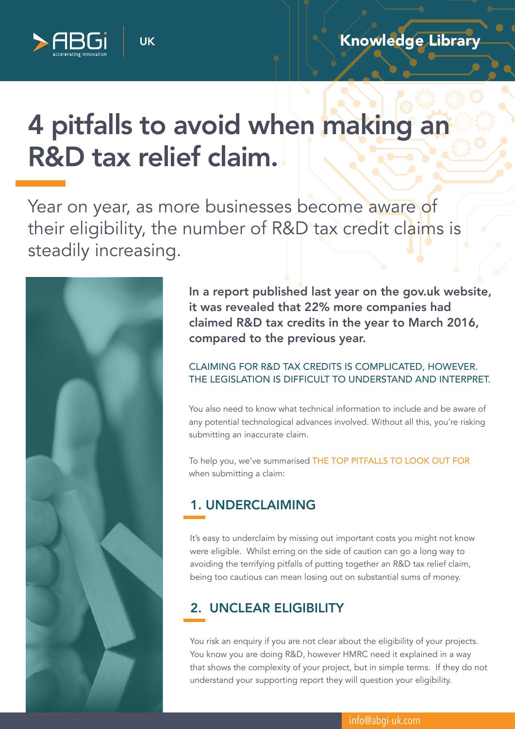# 4 pitfalls to avoid when making an R&D tax relief claim.

Year on year, as more businesses become aware of their eligibility, the number of R&D tax credit claims is steadily increasing.

**In a report published last year on the gov.uk website, it was revealed that 22% more companies had claimed R&D tax credits in the year to March 2016, compared to the previous year.**

CLAIMING FOR R&D TAX CREDITS IS COMPLICATED, HOWEVER. THE LEGISLATION IS DIFFICULT TO UNDERSTAND AND INTERPRET.

You also need to know what technical information to include and be aware of any potential technological advances involved. Without all this, you're risking submitting an inaccurate claim.

To help you, we've summarised THE TOP PITFALLS TO LOOK OUT FOR when submitting a claim:

## 1. UNDERCLAIMING

It's easy to underclaim by missing out important costs you might not know were eligible. Whilst erring on the side of caution can go a long way to avoiding the terrifying pitfalls of putting together an R&D tax relief claim, being too cautious can mean losing out on substantial sums of money.

## 2. UNCLEAR ELIGIBILITY

You risk an enquiry if you are not clear about the eligibility of your projects. You know you are doing R&D, however HMRC need it explained in a way that shows the complexity of your project, but in simple terms. If they do not understand your supporting report they will question your eligibility.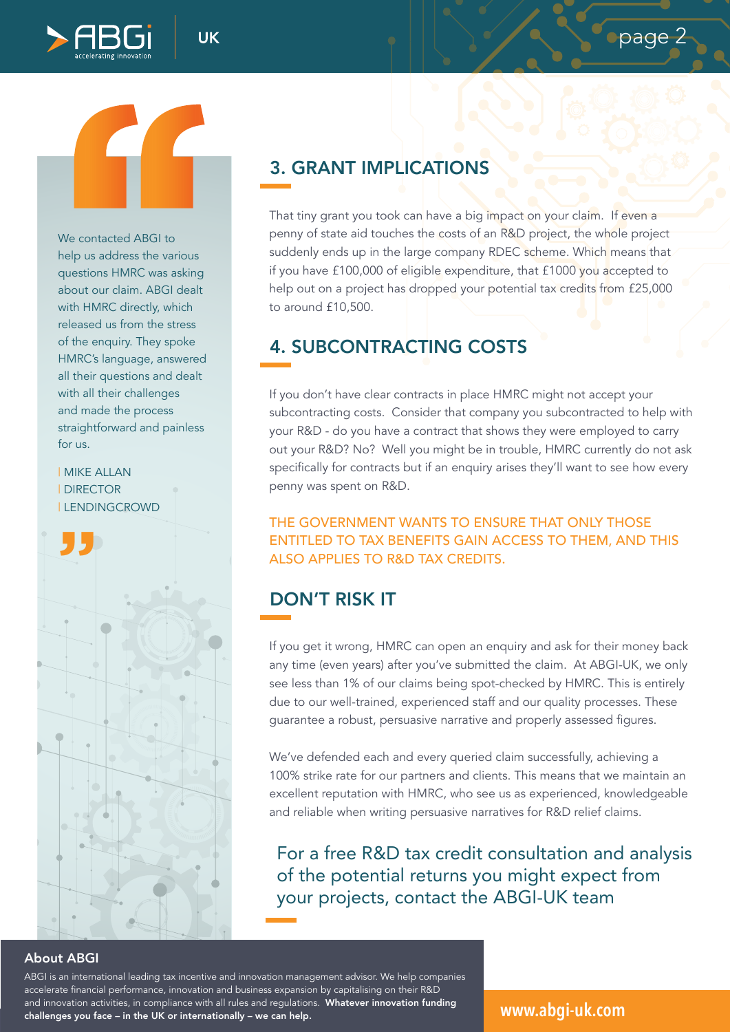> We contacted ABGI to help us address the various questions HMRC was asking about our claim. ABGI dealt with HMRC directly, which released us from the stress of the enquiry. They spoke HMRC's language, answered all their questions and dealt with all their challenges and made the process straightforward and painless for us.
>
> | MIKE ALLAN
> | DIRECTOR
> | LENDINGCROWD

## 3. GRANT IMPLICATIONS

That tiny grant you took can have a big impact on your claim. If even a penny of state aid touches the costs of an R&D project, the whole project suddenly ends up in the large company RDEC scheme. Which means that if you have £100,000 of eligible expenditure, that £1000 you accepted to help out on a project has dropped your potential tax credits from £25,000 to around £10,500.

## 4. SUBCONTRACTING COSTS

If you don't have clear contracts in place HMRC might not accept your subcontracting costs. Consider that company you subcontracted to help with your R&D - do you have a contract that shows they were employed to carry out your R&D? No? Well you might be in trouble, HMRC currently do not ask specifically for contracts but if an enquiry arises they'll want to see how every penny was spent on R&D.

THE GOVERNMENT WANTS TO ENSURE THAT ONLY THOSE ENTITLED TO TAX BENEFITS GAIN ACCESS TO THEM, AND THIS ALSO APPLIES TO R&D TAX CREDITS.

## DON'T RISK IT

If you get it wrong, HMRC can open an enquiry and ask for their money back any time (even years) after you've submitted the claim. At ABGI-UK, we only see less than 1% of our claims being spot-checked by HMRC. This is entirely due to our well-trained, experienced staff and our quality processes. These guarantee a robust, persuasive narrative and properly assessed figures.

We've defended each and every queried claim successfully, achieving a 100% strike rate for our partners and clients. This means that we maintain an excellent reputation with HMRC, who see us as experienced, knowledgeable and reliable when writing persuasive narratives for R&D relief claims.

For a free R&D tax credit consultation and analysis of the potential returns you might expect from your projects, contact the ABGI-UK team

### About ABGI

ABGI is an international leading tax incentive and innovation management advisor. We help companies accelerate financial performance, innovation and business expansion by capitalising on their R&D and innovation activities, in compliance with all rules and regulations. **Whatever innovation funding challenges you face – in the UK or internationally – we can help.**

www.abgi-uk.com